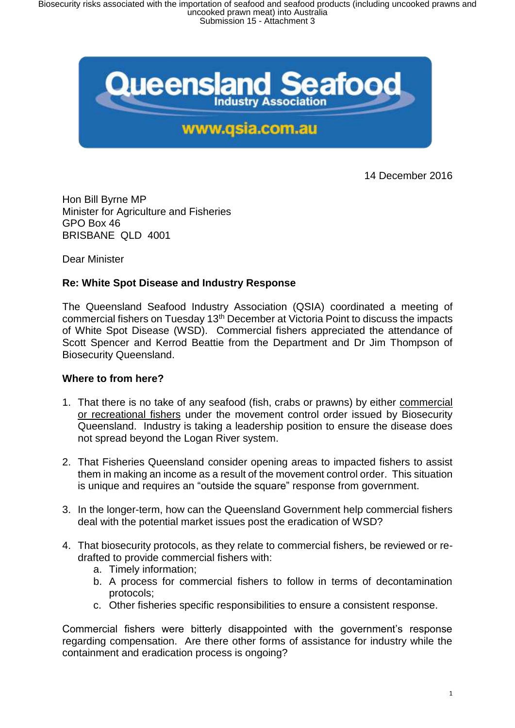Queensland Seafood Industry Association

www.qsia.com.au

14 December 2016

Hon Bill Byrne MP
Minister for Agriculture and Fisheries
GPO Box 46
BRISBANE QLD 4001

Dear Minister

**Re: White Spot Disease and Industry Response**

The Queensland Seafood Industry Association (QSIA) coordinated a meeting of commercial fishers on Tuesday 13th December at Victoria Point to discuss the impacts of White Spot Disease (WSD). Commercial fishers appreciated the attendance of Scott Spencer and Kerrod Beattie from the Department and Dr Jim Thompson of Biosecurity Queensland.

**Where to from here?**

1. That there is no take of any seafood (fish, crabs or prawns) by either commercial or recreational fishers under the movement control order issued by Biosecurity Queensland. Industry is taking a leadership position to ensure the disease does not spread beyond the Logan River system.

2. That Fisheries Queensland consider opening areas to impacted fishers to assist them in making an income as a result of the movement control order. This situation is unique and requires an "outside the square" response from government.

3. In the longer-term, how can the Queensland Government help commercial fishers deal with the potential market issues post the eradication of WSD?

4. That biosecurity protocols, as they relate to commercial fishers, be reviewed or re-drafted to provide commercial fishers with:
   a. Timely information;
   b. A process for commercial fishers to follow in terms of decontamination protocols;
   c. Other fisheries specific responsibilities to ensure a consistent response.

Commercial fishers were bitterly disappointed with the government's response regarding compensation. Are there other forms of assistance for industry while the containment and eradication process is ongoing?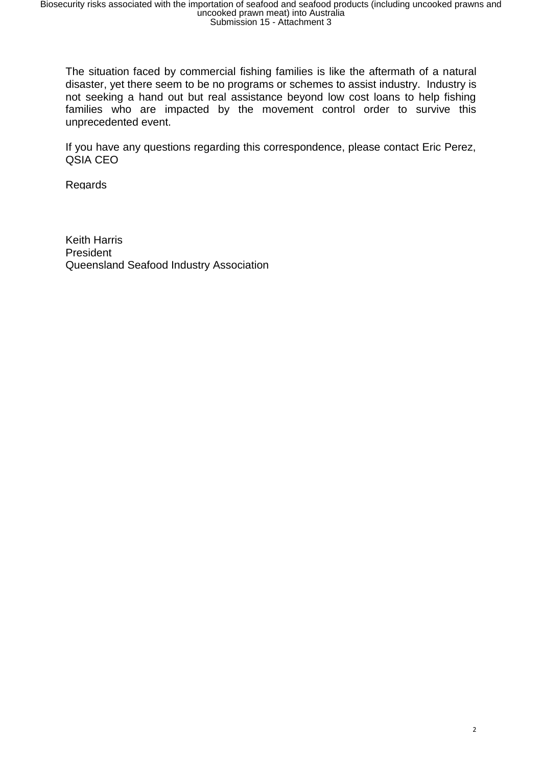The situation faced by commercial fishing families is like the aftermath of a natural disaster, yet there seem to be no programs or schemes to assist industry. Industry is not seeking a hand out but real assistance beyond low cost loans to help fishing families who are impacted by the movement control order to survive this unprecedented event.

If you have any questions regarding this correspondence, please contact Eric Perez, QSIA CEO

Regards

Keith Harris
President
Queensland Seafood Industry Association